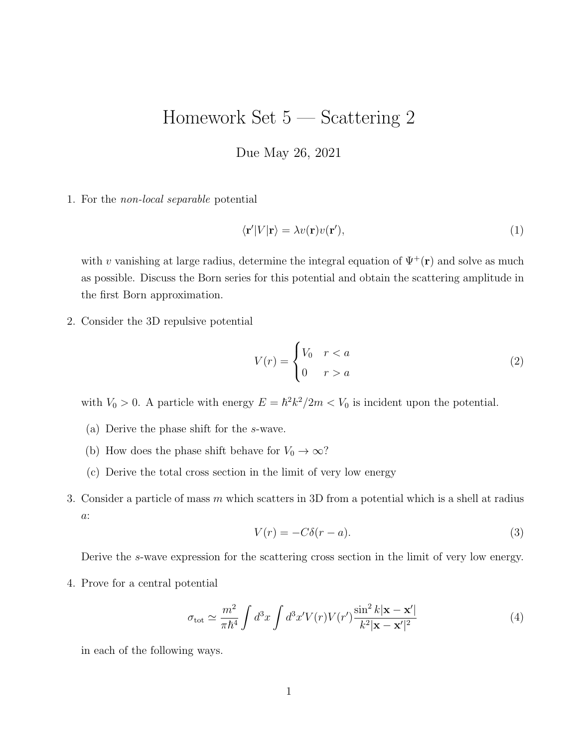# Homework Set 5 — Scattering 2

Due May 26, 2021

1. For the *non-local separable* potential

$$\langle \mathbf{r}'|V|\mathbf{r}\rangle = \lambda v(\mathbf{r})v(\mathbf{r}'), \tag{1}$$

with $v$ vanishing at large radius, determine the integral equation of $\Psi^+(\mathbf{r})$ and solve as much as possible. Discuss the Born series for this potential and obtain the scattering amplitude in the first Born approximation.

2. Consider the 3D repulsive potential

$$V(r) = \begin{cases} V_0 & r < a \\ 0 & r > a \end{cases} \tag{2}$$

with $V_0 > 0$. A particle with energy $E = \hbar^2 k^2/2m < V_0$ is incident upon the potential.

   (a) Derive the phase shift for the $s$-wave.

   (b) How does the phase shift behave for $V_0 \to \infty$?

   (c) Derive the total cross section in the limit of very low energy

3. Consider a particle of mass $m$ which scatters in 3D from a potential which is a shell at radius $a$:

$$V(r) = -C\delta(r - a). \tag{3}$$

Derive the $s$-wave expression for the scattering cross section in the limit of very low energy.

4. Prove for a central potential

$$\sigma_{\text{tot}} \simeq \frac{m^2}{\pi\hbar^4}\int d^3x \int d^3x' V(r)V(r')\frac{\sin^2 k|\mathbf{x}-\mathbf{x}'|}{k^2|\mathbf{x}-\mathbf{x}'|^2} \tag{4}$$

in each of the following ways.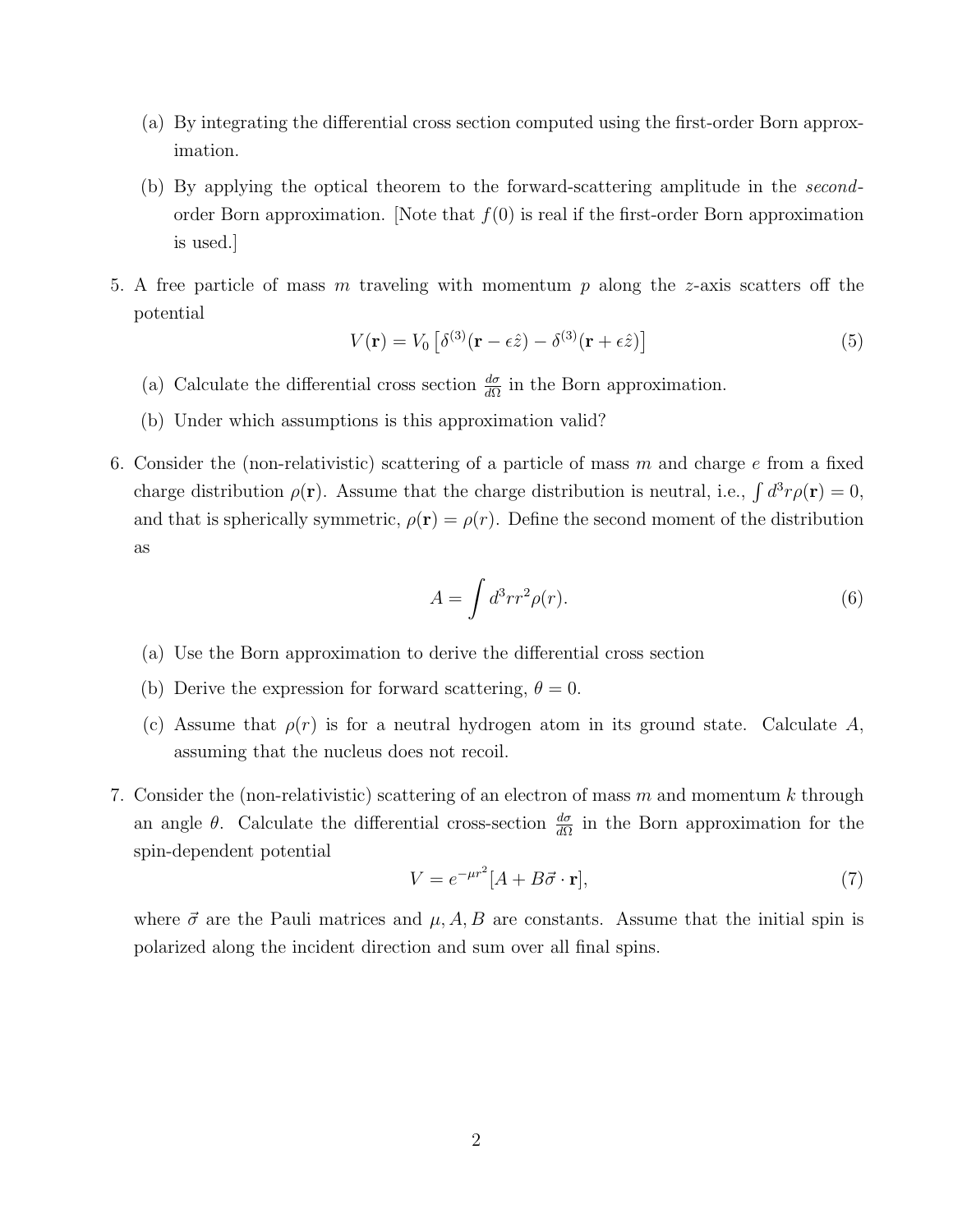(a) By integrating the differential cross section computed using the first-order Born approximation.

(b) By applying the optical theorem to the forward-scattering amplitude in the *second*-order Born approximation. [Note that $f(0)$ is real if the first-order Born approximation is used.]

5. A free particle of mass $m$ traveling with momentum $p$ along the $z$-axis scatters off the potential

$$V(\mathbf{r}) = V_0 \left[ \delta^{(3)}(\mathbf{r} - \epsilon \hat{z}) - \delta^{(3)}(\mathbf{r} + \epsilon \hat{z}) \right] \tag{5}$$

(a) Calculate the differential cross section $\frac{d\sigma}{d\Omega}$ in the Born approximation.

(b) Under which assumptions is this approximation valid?

6. Consider the (non-relativistic) scattering of a particle of mass $m$ and charge $e$ from a fixed charge distribution $\rho(\mathbf{r})$. Assume that the charge distribution is neutral, i.e., $\int d^3 r \rho(\mathbf{r}) = 0$, and that is spherically symmetric, $\rho(\mathbf{r}) = \rho(r)$. Define the second moment of the distribution as

$$A = \int d^3 r r^2 \rho(r). \tag{6}$$

(a) Use the Born approximation to derive the differential cross section

(b) Derive the expression for forward scattering, $\theta = 0$.

(c) Assume that $\rho(r)$ is for a neutral hydrogen atom in its ground state. Calculate $A$, assuming that the nucleus does not recoil.

7. Consider the (non-relativistic) scattering of an electron of mass $m$ and momentum $k$ through an angle $\theta$. Calculate the differential cross-section $\frac{d\sigma}{d\Omega}$ in the Born approximation for the spin-dependent potential

$$V = e^{-\mu r^2} [A + B \vec{\sigma} \cdot \mathbf{r}], \tag{7}$$

where $\vec{\sigma}$ are the Pauli matrices and $\mu, A, B$ are constants. Assume that the initial spin is polarized along the incident direction and sum over all final spins.